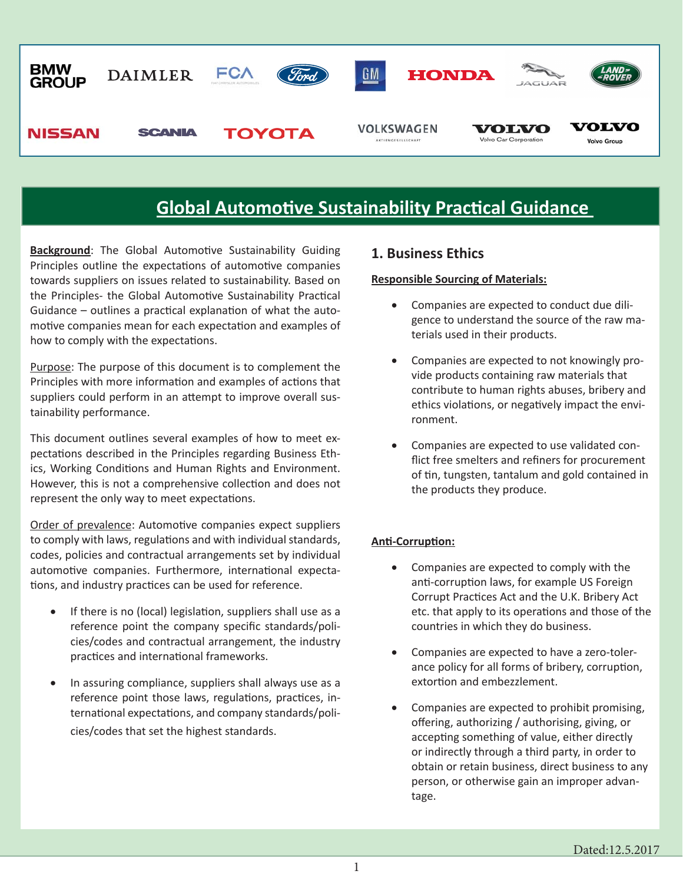BMW GROUP · DAIMLER · FCA · Ford · GM · HONDA · JAGUAR · LAND ROVER · NISSAN · SCANIA · TOYOTA · VOLKSWAGEN AKTIENGESELLSCHAFT · VOLVO Volvo Car Corporation · VOLVO Volvo Group

# Global Automotive Sustainability Practical Guidance

**Background**: The Global Automotive Sustainability Guiding Principles outline the expectations of automotive companies towards suppliers on issues related to sustainability. Based on the Principles- the Global Automotive Sustainability Practical Guidance – outlines a practical explanation of what the automotive companies mean for each expectation and examples of how to comply with the expectations.

Purpose: The purpose of this document is to complement the Principles with more information and examples of actions that suppliers could perform in an attempt to improve overall sustainability performance.

This document outlines several examples of how to meet expectations described in the Principles regarding Business Ethics, Working Conditions and Human Rights and Environment. However, this is not a comprehensive collection and does not represent the only way to meet expectations.

Order of prevalence: Automotive companies expect suppliers to comply with laws, regulations and with individual standards, codes, policies and contractual arrangements set by individual automotive companies. Furthermore, international expectations, and industry practices can be used for reference.

- If there is no (local) legislation, suppliers shall use as a reference point the company specific standards/policies/codes and contractual arrangement, the industry practices and international frameworks.
- In assuring compliance, suppliers shall always use as a reference point those laws, regulations, practices, international expectations, and company standards/policies/codes that set the highest standards.

## 1. Business Ethics

**Responsible Sourcing of Materials:**

- Companies are expected to conduct due diligence to understand the source of the raw materials used in their products.
- Companies are expected to not knowingly provide products containing raw materials that contribute to human rights abuses, bribery and ethics violations, or negatively impact the environment.
- Companies are expected to use validated conflict free smelters and refiners for procurement of tin, tungsten, tantalum and gold contained in the products they produce.

**Anti-Corruption:**

- Companies are expected to comply with the anti-corruption laws, for example US Foreign Corrupt Practices Act and the U.K. Bribery Act etc. that apply to its operations and those of the countries in which they do business.
- Companies are expected to have a zero-tolerance policy for all forms of bribery, corruption, extortion and embezzlement.
- Companies are expected to prohibit promising, offering, authorizing / authorising, giving, or accepting something of value, either directly or indirectly through a third party, in order to obtain or retain business, direct business to any person, or otherwise gain an improper advantage.

Dated:12.5.2017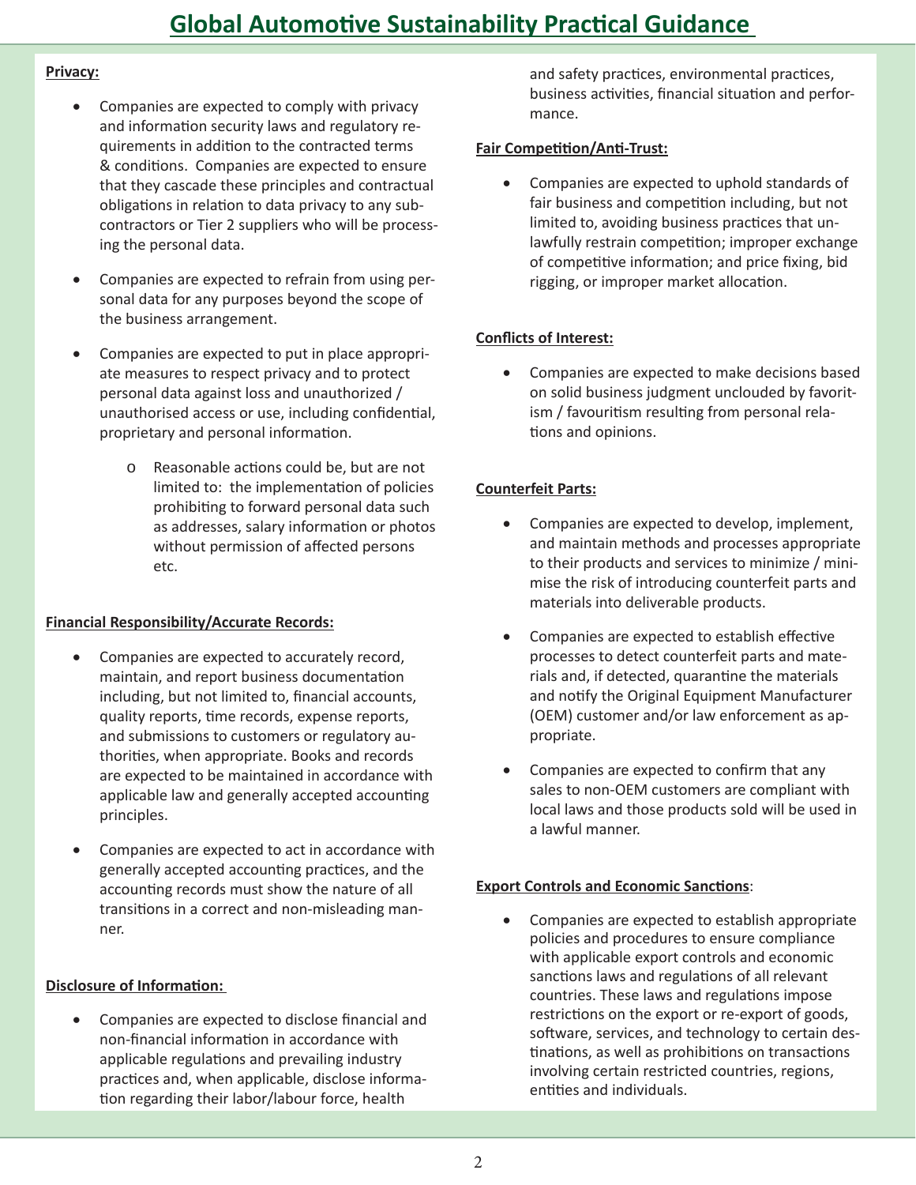**Privacy:**

- Companies are expected to comply with privacy and information security laws and regulatory requirements in addition to the contracted terms & conditions. Companies are expected to ensure that they cascade these principles and contractual obligations in relation to data privacy to any subcontractors or Tier 2 suppliers who will be processing the personal data.
- Companies are expected to refrain from using personal data for any purposes beyond the scope of the business arrangement.
- Companies are expected to put in place appropriate measures to respect privacy and to protect personal data against loss and unauthorized / unauthorised access or use, including confidential, proprietary and personal information.
    - Reasonable actions could be, but are not limited to: the implementation of policies prohibiting to forward personal data such as addresses, salary information or photos without permission of affected persons etc.

**Financial Responsibility/Accurate Records:**

- Companies are expected to accurately record, maintain, and report business documentation including, but not limited to, financial accounts, quality reports, time records, expense reports, and submissions to customers or regulatory authorities, when appropriate. Books and records are expected to be maintained in accordance with applicable law and generally accepted accounting principles.
- Companies are expected to act in accordance with generally accepted accounting practices, and the accounting records must show the nature of all transitions in a correct and non-misleading manner.

**Disclosure of Information:**

- Companies are expected to disclose financial and non-financial information in accordance with applicable regulations and prevailing industry practices and, when applicable, disclose information regarding their labor/labour force, health and safety practices, environmental practices, business activities, financial situation and performance.

**Fair Competition/Anti-Trust:**

- Companies are expected to uphold standards of fair business and competition including, but not limited to, avoiding business practices that unlawfully restrain competition; improper exchange of competitive information; and price fixing, bid rigging, or improper market allocation.

**Conflicts of Interest:**

- Companies are expected to make decisions based on solid business judgment unclouded by favoritism / favouritism resulting from personal relations and opinions.

**Counterfeit Parts:**

- Companies are expected to develop, implement, and maintain methods and processes appropriate to their products and services to minimize / minimise the risk of introducing counterfeit parts and materials into deliverable products.
- Companies are expected to establish effective processes to detect counterfeit parts and materials and, if detected, quarantine the materials and notify the Original Equipment Manufacturer (OEM) customer and/or law enforcement as appropriate.
- Companies are expected to confirm that any sales to non-OEM customers are compliant with local laws and those products sold will be used in a lawful manner.

**Export Controls and Economic Sanctions**:

- Companies are expected to establish appropriate policies and procedures to ensure compliance with applicable export controls and economic sanctions laws and regulations of all relevant countries. These laws and regulations impose restrictions on the export or re-export of goods, software, services, and technology to certain destinations, as well as prohibitions on transactions involving certain restricted countries, regions, entities and individuals.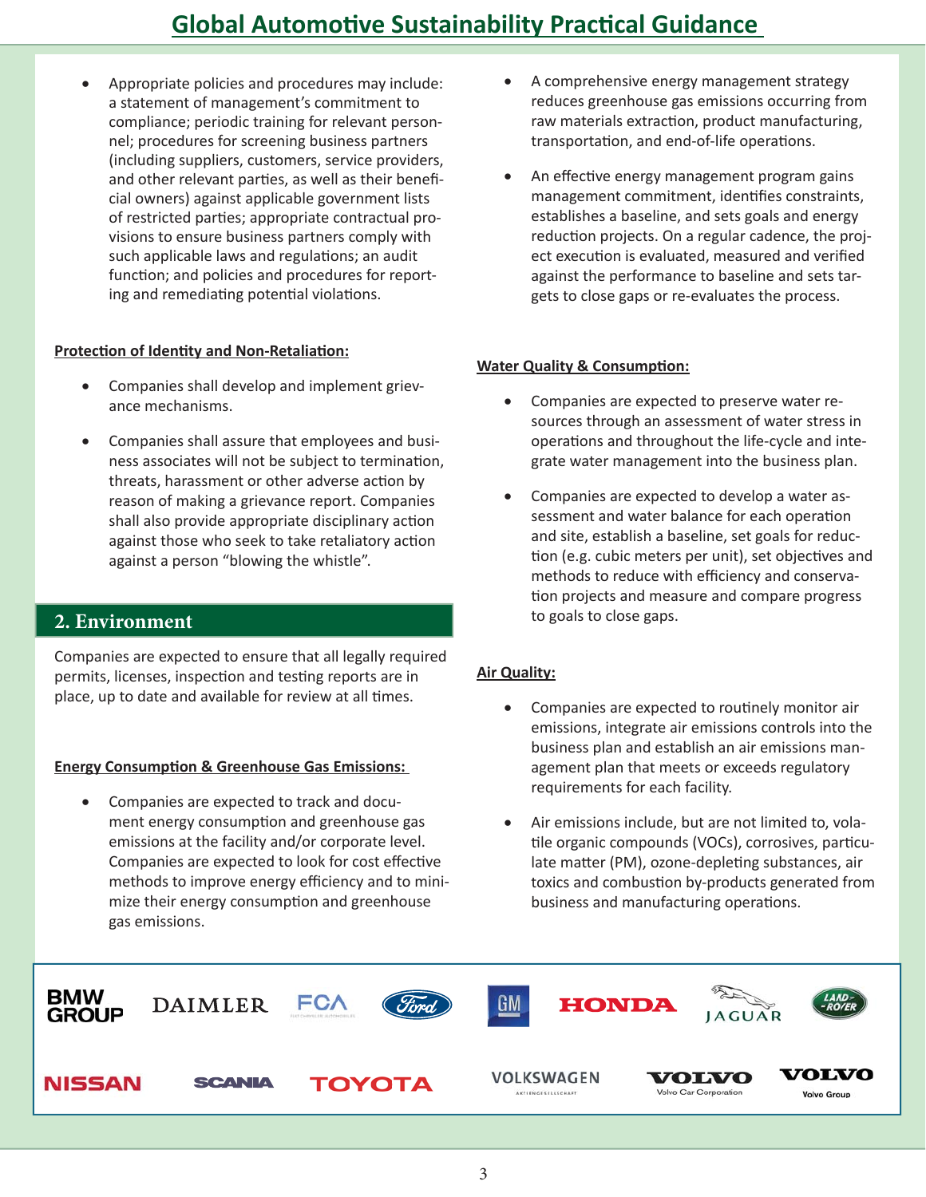- Appropriate policies and procedures may include: a statement of management's commitment to compliance; periodic training for relevant personnel; procedures for screening business partners (including suppliers, customers, service providers, and other relevant parties, as well as their beneficial owners) against applicable government lists of restricted parties; appropriate contractual provisions to ensure business partners comply with such applicable laws and regulations; an audit function; and policies and procedures for reporting and remediating potential violations.

**Protection of Identity and Non-Retaliation:**

- Companies shall develop and implement grievance mechanisms.
- Companies shall assure that employees and business associates will not be subject to termination, threats, harassment or other adverse action by reason of making a grievance report. Companies shall also provide appropriate disciplinary action against those who seek to take retaliatory action against a person "blowing the whistle".

## 2. Environment

Companies are expected to ensure that all legally required permits, licenses, inspection and testing reports are in place, up to date and available for review at all times.

**Energy Consumption & Greenhouse Gas Emissions:**

- Companies are expected to track and document energy consumption and greenhouse gas emissions at the facility and/or corporate level. Companies are expected to look for cost effective methods to improve energy efficiency and to minimize their energy consumption and greenhouse gas emissions.
- A comprehensive energy management strategy reduces greenhouse gas emissions occurring from raw materials extraction, product manufacturing, transportation, and end-of-life operations.
- An effective energy management program gains management commitment, identifies constraints, establishes a baseline, and sets goals and energy reduction projects. On a regular cadence, the project execution is evaluated, measured and verified against the performance to baseline and sets targets to close gaps or re-evaluates the process.

**Water Quality & Consumption:**

- Companies are expected to preserve water resources through an assessment of water stress in operations and throughout the life-cycle and integrate water management into the business plan.
- Companies are expected to develop a water assessment and water balance for each operation and site, establish a baseline, set goals for reduction (e.g. cubic meters per unit), set objectives and methods to reduce with efficiency and conservation projects and measure and compare progress to goals to close gaps.

**Air Quality:**

- Companies are expected to routinely monitor air emissions, integrate air emissions controls into the business plan and establish an air emissions management plan that meets or exceeds regulatory requirements for each facility.
- Air emissions include, but are not limited to, volatile organic compounds (VOCs), corrosives, particulate matter (PM), ozone-depleting substances, air toxics and combustion by-products generated from business and manufacturing operations.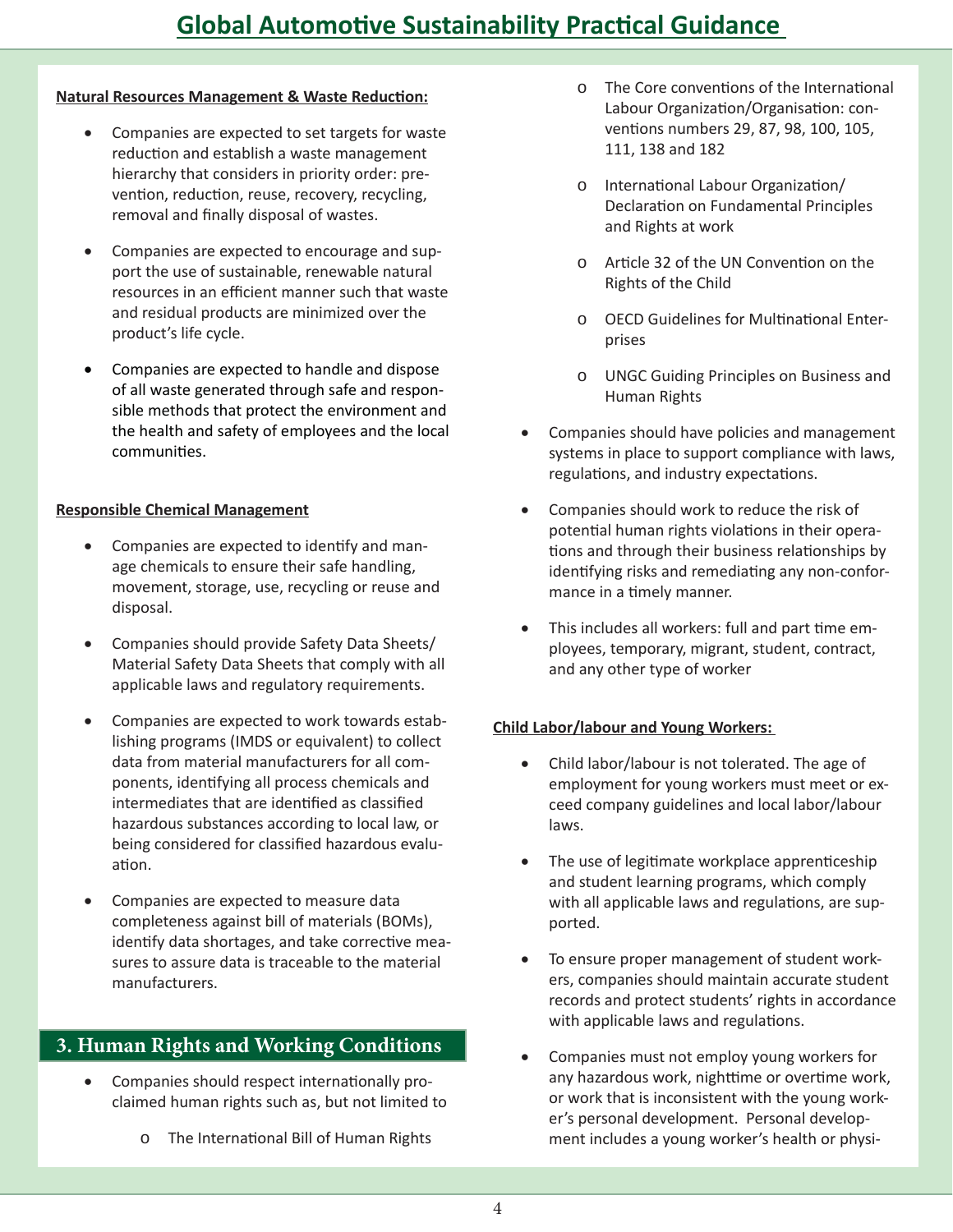**Natural Resources Management & Waste Reduction:**

- Companies are expected to set targets for waste reduction and establish a waste management hierarchy that considers in priority order: prevention, reduction, reuse, recovery, recycling, removal and finally disposal of wastes.
- Companies are expected to encourage and support the use of sustainable, renewable natural resources in an efficient manner such that waste and residual products are minimized over the product's life cycle.
- Companies are expected to handle and dispose of all waste generated through safe and responsible methods that protect the environment and the health and safety of employees and the local communities.

**Responsible Chemical Management**

- Companies are expected to identify and manage chemicals to ensure their safe handling, movement, storage, use, recycling or reuse and disposal.
- Companies should provide Safety Data Sheets/ Material Safety Data Sheets that comply with all applicable laws and regulatory requirements.
- Companies are expected to work towards establishing programs (IMDS or equivalent) to collect data from material manufacturers for all components, identifying all process chemicals and intermediates that are identified as classified hazardous substances according to local law, or being considered for classified hazardous evaluation.
- Companies are expected to measure data completeness against bill of materials (BOMs), identify data shortages, and take corrective measures to assure data is traceable to the material manufacturers.

## 3. Human Rights and Working Conditions

- Companies should respect internationally proclaimed human rights such as, but not limited to
  - The International Bill of Human Rights
  - The Core conventions of the International Labour Organization/Organisation: conventions numbers 29, 87, 98, 100, 105, 111, 138 and 182
  - International Labour Organization/ Declaration on Fundamental Principles and Rights at work
  - Article 32 of the UN Convention on the Rights of the Child
  - OECD Guidelines for Multinational Enterprises
  - UNGC Guiding Principles on Business and Human Rights
- Companies should have policies and management systems in place to support compliance with laws, regulations, and industry expectations.
- Companies should work to reduce the risk of potential human rights violations in their operations and through their business relationships by identifying risks and remediating any non-conformance in a timely manner.
- This includes all workers: full and part time employees, temporary, migrant, student, contract, and any other type of worker

**Child Labor/labour and Young Workers:**

- Child labor/labour is not tolerated. The age of employment for young workers must meet or exceed company guidelines and local labor/labour laws.
- The use of legitimate workplace apprenticeship and student learning programs, which comply with all applicable laws and regulations, are supported.
- To ensure proper management of student workers, companies should maintain accurate student records and protect students' rights in accordance with applicable laws and regulations.
- Companies must not employ young workers for any hazardous work, nighttime or overtime work, or work that is inconsistent with the young worker's personal development. Personal development includes a young worker's health or physi-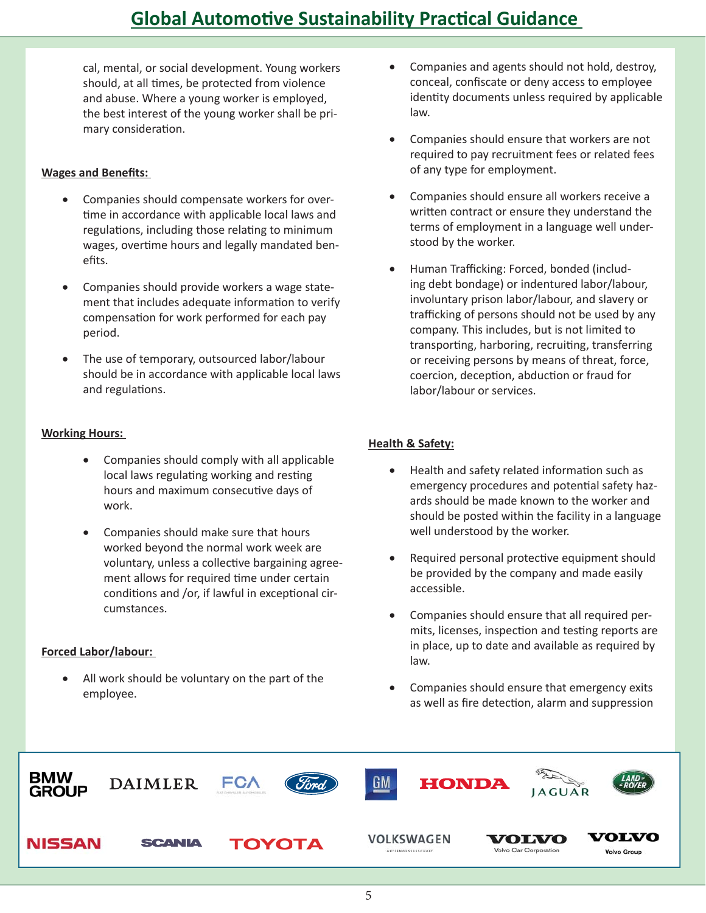cal, mental, or social development. Young workers should, at all times, be protected from violence and abuse. Where a young worker is employed, the best interest of the young worker shall be primary consideration.

**Wages and Benefits:**

- Companies should compensate workers for overtime in accordance with applicable local laws and regulations, including those relating to minimum wages, overtime hours and legally mandated benefits.
- Companies should provide workers a wage statement that includes adequate information to verify compensation for work performed for each pay period.
- The use of temporary, outsourced labor/labour should be in accordance with applicable local laws and regulations.

**Working Hours:**

- Companies should comply with all applicable local laws regulating working and resting hours and maximum consecutive days of work.
- Companies should make sure that hours worked beyond the normal work week are voluntary, unless a collective bargaining agreement allows for required time under certain conditions and /or, if lawful in exceptional circumstances.

**Forced Labor/labour:**

- All work should be voluntary on the part of the employee.
- Companies and agents should not hold, destroy, conceal, confiscate or deny access to employee identity documents unless required by applicable law.
- Companies should ensure that workers are not required to pay recruitment fees or related fees of any type for employment.
- Companies should ensure all workers receive a written contract or ensure they understand the terms of employment in a language well understood by the worker.
- Human Trafficking: Forced, bonded (including debt bondage) or indentured labor/labour, involuntary prison labor/labour, and slavery or trafficking of persons should not be used by any company. This includes, but is not limited to transporting, harboring, recruiting, transferring or receiving persons by means of threat, force, coercion, deception, abduction or fraud for labor/labour or services.

**Health & Safety:**

- Health and safety related information such as emergency procedures and potential safety hazards should be made known to the worker and should be posted within the facility in a language well understood by the worker.
- Required personal protective equipment should be provided by the company and made easily accessible.
- Companies should ensure that all required permits, licenses, inspection and testing reports are in place, up to date and available as required by law.
- Companies should ensure that emergency exits as well as fire detection, alarm and suppression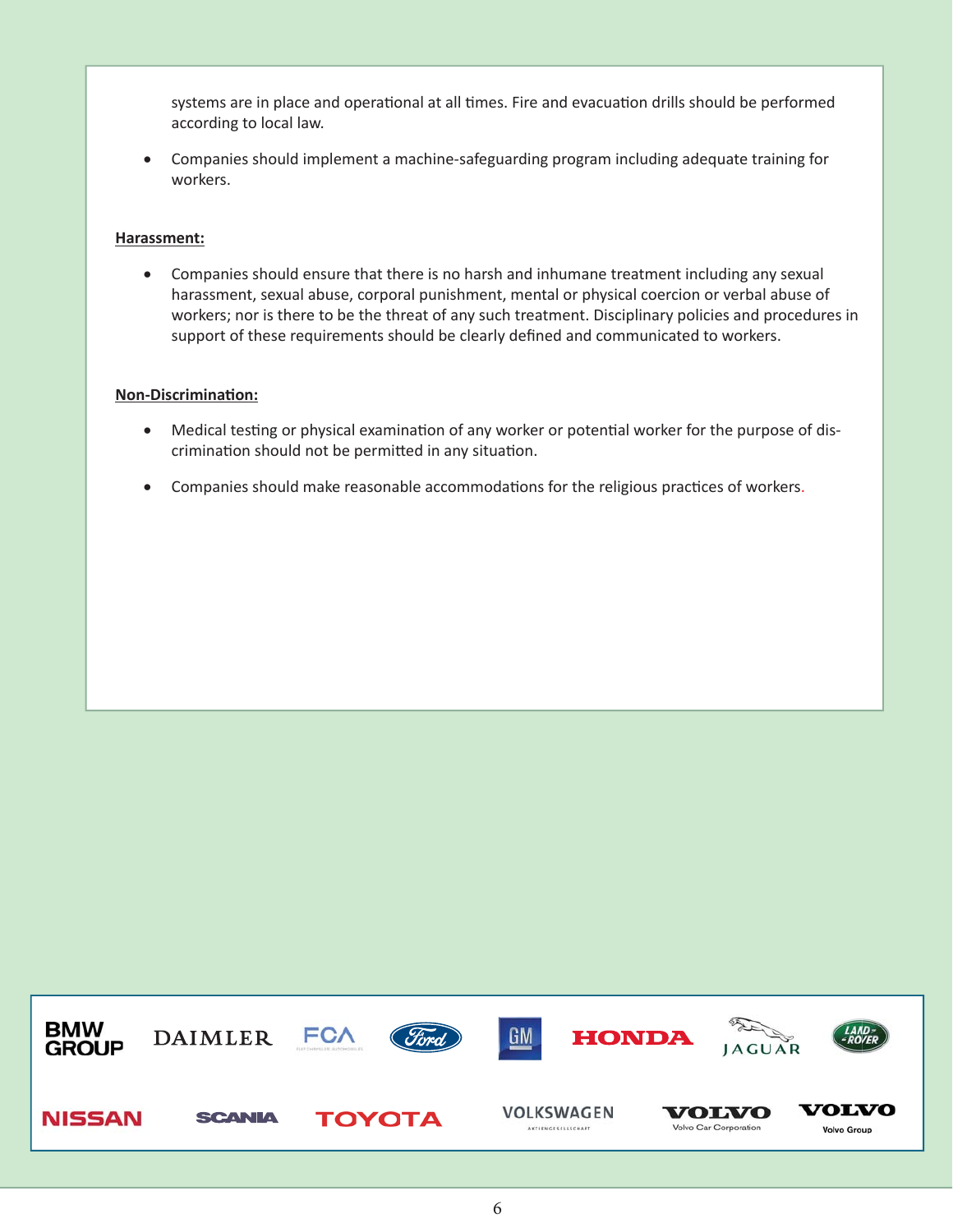systems are in place and operational at all times. Fire and evacuation drills should be performed according to local law.

- Companies should implement a machine-safeguarding program including adequate training for workers.

**Harassment:**

- Companies should ensure that there is no harsh and inhumane treatment including any sexual harassment, sexual abuse, corporal punishment, mental or physical coercion or verbal abuse of workers; nor is there to be the threat of any such treatment. Disciplinary policies and procedures in support of these requirements should be clearly defined and communicated to workers.

**Non-Discrimination:**

- Medical testing or physical examination of any worker or potential worker for the purpose of discrimination should not be permitted in any situation.
- Companies should make reasonable accommodations for the religious practices of workers.

BMW GROUP | DAIMLER | FCA | Ford | GM | HONDA | JAGUAR | LAND ROVER | NISSAN | SCANIA | TOYOTA | VOLKSWAGEN | VOLVO Volvo Car Corporation | VOLVO Volvo Group